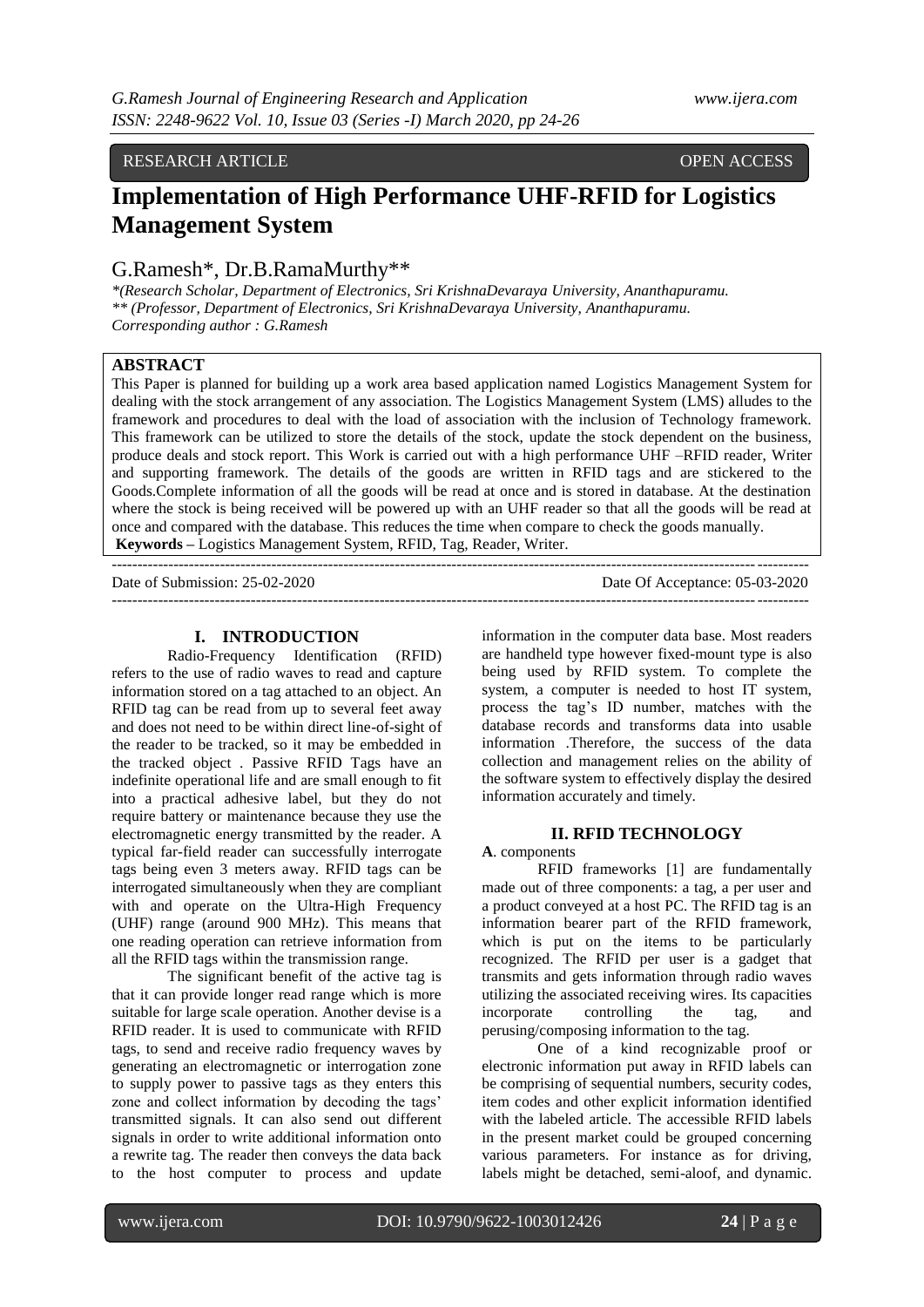RESEARCH ARTICLE OPEN ACCESS

# Implementation of High Performance UHF-RFID for Logistics Management System

G.Ramesh*, Dr.B.RamaMurthy**

*\*(Research Scholar, Department of Electronics, Sri KrishnaDevaraya University, Ananthapuramu.*
*\*\* (Professor, Department of Electronics, Sri KrishnaDevaraya University, Ananthapuramu.*
*Corresponding author : G.Ramesh*

## ABSTRACT

This Paper is planned for building up a work area based application named Logistics Management System for dealing with the stock arrangement of any association. The Logistics Management System (LMS) alludes to the framework and procedures to deal with the load of association with the inclusion of Technology framework. This framework can be utilized to store the details of the stock, update the stock dependent on the business, produce deals and stock report. This Work is carried out with a high performance UHF –RFID reader, Writer and supporting framework. The details of the goods are written in RFID tags and are stickered to the Goods.Complete information of all the goods will be read at once and is stored in database. At the destination where the stock is being received will be powered up with an UHF reader so that all the goods will be read at once and compared with the database. This reduces the time when compare to check the goods manually.

**Keywords –** Logistics Management System, RFID, Tag, Reader, Writer.

Date of Submission: 25-02-2020 Date Of Acceptance: 05-03-2020

## I. INTRODUCTION

Radio-Frequency Identification (RFID) refers to the use of radio waves to read and capture information stored on a tag attached to an object. An RFID tag can be read from up to several feet away and does not need to be within direct line-of-sight of the reader to be tracked, so it may be embedded in the tracked object . Passive RFID Tags have an indefinite operational life and are small enough to fit into a practical adhesive label, but they do not require battery or maintenance because they use the electromagnetic energy transmitted by the reader. A typical far-field reader can successfully interrogate tags being even 3 meters away. RFID tags can be interrogated simultaneously when they are compliant with and operate on the Ultra-High Frequency (UHF) range (around 900 MHz). This means that one reading operation can retrieve information from all the RFID tags within the transmission range.

The significant benefit of the active tag is that it can provide longer read range which is more suitable for large scale operation. Another devise is a RFID reader. It is used to communicate with RFID tags, to send and receive radio frequency waves by generating an electromagnetic or interrogation zone to supply power to passive tags as they enters this zone and collect information by decoding the tags' transmitted signals. It can also send out different signals in order to write additional information onto a rewrite tag. The reader then conveys the data back to the host computer to process and update information in the computer data base. Most readers are handheld type however fixed-mount type is also being used by RFID system. To complete the system, a computer is needed to host IT system, process the tag's ID number, matches with the database records and transforms data into usable information .Therefore, the success of the data collection and management relies on the ability of the software system to effectively display the desired information accurately and timely.

## II. RFID TECHNOLOGY

**A**. components

RFID frameworks [1] are fundamentally made out of three components: a tag, a per user and a product conveyed at a host PC. The RFID tag is an information bearer part of the RFID framework, which is put on the items to be particularly recognized. The RFID per user is a gadget that transmits and gets information through radio waves utilizing the associated receiving wires. Its capacities incorporate controlling the tag, and perusing/composing information to the tag.

One of a kind recognizable proof or electronic information put away in RFID labels can be comprising of sequential numbers, security codes, item codes and other explicit information identified with the labeled article. The accessible RFID labels in the present market could be grouped concerning various parameters. For instance as for driving, labels might be detached, semi-aloof, and dynamic.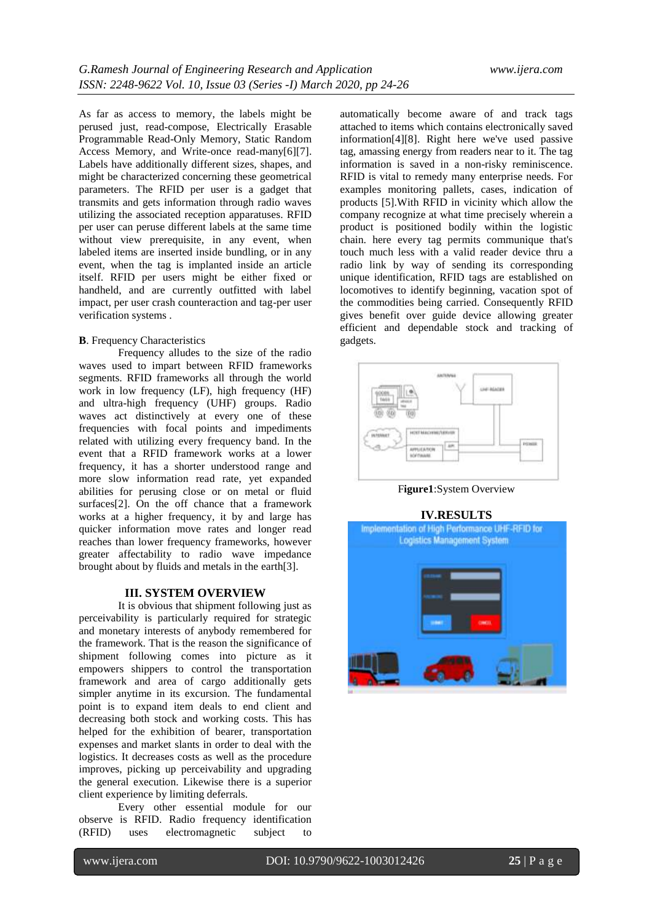As far as access to memory, the labels might be perused just, read-compose, Electrically Erasable Programmable Read-Only Memory, Static Random Access Memory, and Write-once read-many[6][7]. Labels have additionally different sizes, shapes, and might be characterized concerning these geometrical parameters. The RFID per user is a gadget that transmits and gets information through radio waves utilizing the associated reception apparatuses. RFID per user can peruse different labels at the same time without view prerequisite, in any event, when labeled items are inserted inside bundling, or in any event, when the tag is implanted inside an article itself. RFID per users might be either fixed or handheld, and are currently outfitted with label impact, per user crash counteraction and tag-per user verification systems .

**B**. Frequency Characteristics

Frequency alludes to the size of the radio waves used to impart between RFID frameworks segments. RFID frameworks all through the world work in low frequency (LF), high frequency (HF) and ultra-high frequency (UHF) groups. Radio waves act distinctively at every one of these frequencies with focal points and impediments related with utilizing every frequency band. In the event that a RFID framework works at a lower frequency, it has a shorter understood range and more slow information read rate, yet expanded abilities for perusing close or on metal or fluid surfaces[2]. On the off chance that a framework works at a higher frequency, it by and large has quicker information move rates and longer read reaches than lower frequency frameworks, however greater affectability to radio wave impedance brought about by fluids and metals in the earth[3].

## III. SYSTEM OVERVIEW

It is obvious that shipment following just as perceivability is particularly required for strategic and monetary interests of anybody remembered for the framework. That is the reason the significance of shipment following comes into picture as it empowers shippers to control the transportation framework and area of cargo additionally gets simpler anytime in its excursion. The fundamental point is to expand item deals to end client and decreasing both stock and working costs. This has helped for the exhibition of bearer, transportation expenses and market slants in order to deal with the logistics. It decreases costs as well as the procedure improves, picking up perceivability and upgrading the general execution. Likewise there is a superior client experience by limiting deferrals.

Every other essential module for our observe is RFID. Radio frequency identification (RFID) uses electromagnetic subject to automatically become aware of and track tags attached to items which contains electronically saved information[4][8]. Right here we've used passive tag, amassing energy from readers near to it. The tag information is saved in a non-risky reminiscence. RFID is vital to remedy many enterprise needs. For examples monitoring pallets, cases, indication of products [5].With RFID in vicinity which allow the company recognize at what time precisely wherein a product is positioned bodily within the logistic chain. here every tag permits communique that's touch much less with a valid reader device thru a radio link by way of sending its corresponding unique identification, RFID tags are established on locomotives to identify beginning, vacation spot of the commodities being carried. Consequently RFID gives benefit over guide device allowing greater efficient and dependable stock and tracking of gadgets.

**Figure1**:System Overview

## IV.RESULTS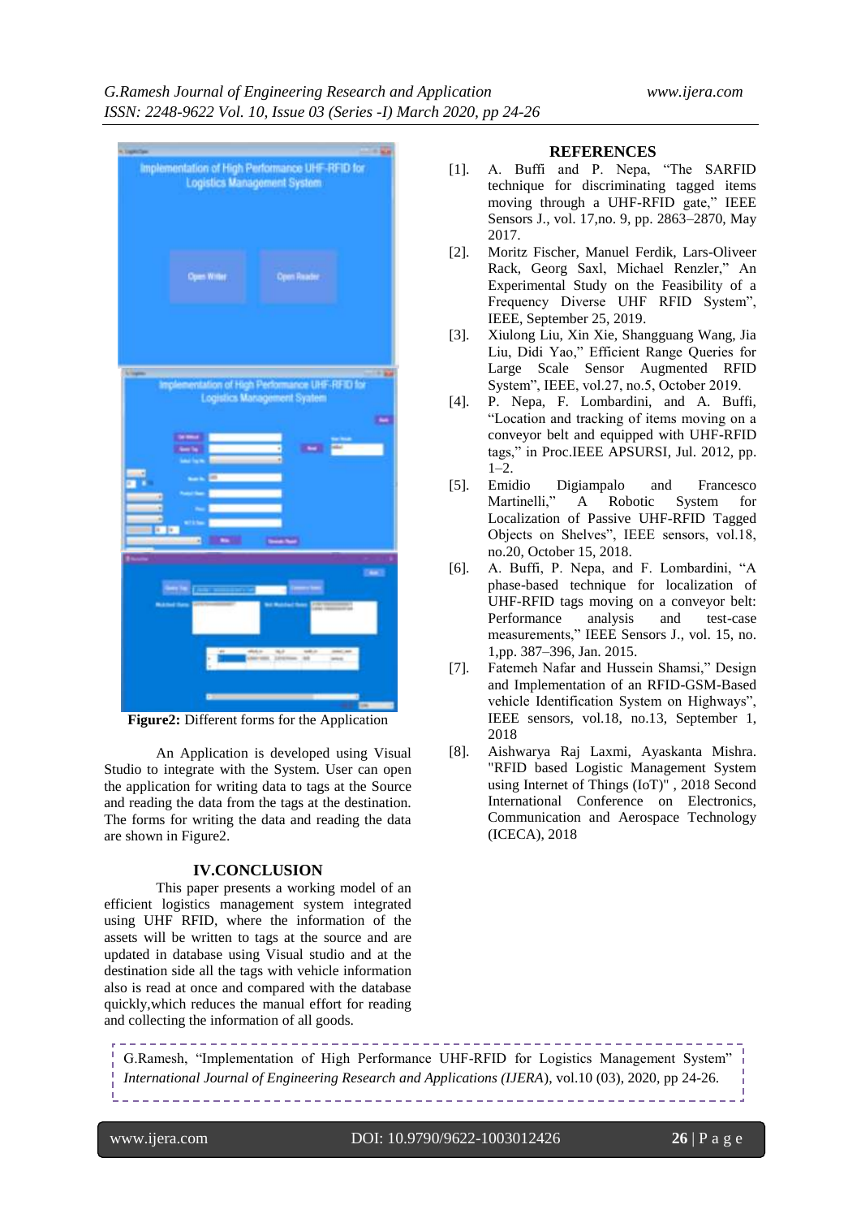**Figure2:** Different forms for the Application

An Application is developed using Visual Studio to integrate with the System. User can open the application for writing data to tags at the Source and reading the data from the tags at the destination. The forms for writing the data and reading the data are shown in Figure2.

## IV.CONCLUSION

This paper presents a working model of an efficient logistics management system integrated using UHF RFID, where the information of the assets will be written to tags at the source and are updated in database using Visual studio and at the destination side all the tags with vehicle information also is read at once and compared with the database quickly,which reduces the manual effort for reading and collecting the information of all goods.

## REFERENCES

[1]. A. Buffi and P. Nepa, "The SARFID technique for discriminating tagged items moving through a UHF-RFID gate," IEEE Sensors J., vol. 17,no. 9, pp. 2863–2870, May 2017.

[2]. Moritz Fischer, Manuel Ferdik, Lars-Oliveer Rack, Georg Saxl, Michael Renzler," An Experimental Study on the Feasibility of a Frequency Diverse UHF RFID System", IEEE, September 25, 2019.

[3]. Xiulong Liu, Xin Xie, Shangguang Wang, Jia Liu, Didi Yao," Efficient Range Queries for Large Scale Sensor Augmented RFID System", IEEE, vol.27, no.5, October 2019.

[4]. P. Nepa, F. Lombardini, and A. Buffi, "Location and tracking of items moving on a conveyor belt and equipped with UHF-RFID tags," in Proc.IEEE APSURSI, Jul. 2012, pp. 1–2.

[5]. Emidio Digiampalo and Francesco Martinelli," A Robotic System for Localization of Passive UHF-RFID Tagged Objects on Shelves", IEEE sensors, vol.18, no.20, October 15, 2018.

[6]. A. Buffi, P. Nepa, and F. Lombardini, "A phase-based technique for localization of UHF-RFID tags moving on a conveyor belt: Performance analysis and test-case measurements," IEEE Sensors J., vol. 15, no. 1,pp. 387–396, Jan. 2015.

[7]. Fatemeh Nafar and Hussein Shamsi," Design and Implementation of an RFID-GSM-Based vehicle Identification System on Highways", IEEE sensors, vol.18, no.13, September 1, 2018

[8]. Aishwarya Raj Laxmi, Ayaskanta Mishra. "RFID based Logistic Management System using Internet of Things (IoT)" , 2018 Second International Conference on Electronics, Communication and Aerospace Technology (ICECA), 2018

G.Ramesh, "Implementation of High Performance UHF-RFID for Logistics Management System" *International Journal of Engineering Research and Applications (IJERA)*, vol.10 (03), 2020, pp 24-26.